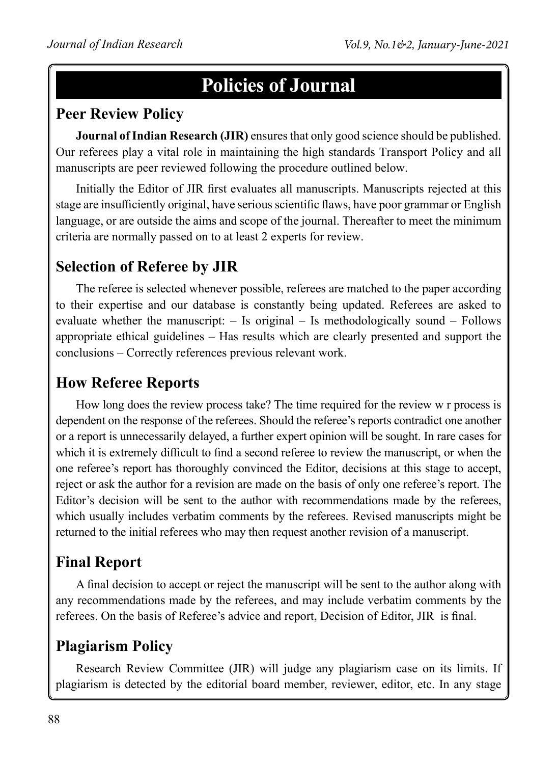# Policies of Journal

## Peer Review Policy

**Journal of Indian Research (JIR)** ensures that only good science should be published. Our referees play a vital role in maintaining the high standards Transport Policy and all manuscripts are peer reviewed following the procedure outlined below.

Initially the Editor of JIR first evaluates all manuscripts. Manuscripts rejected at this stage are insufficiently original, have serious scientific flaws, have poor grammar or English language, or are outside the aims and scope of the journal. Thereafter to meet the minimum criteria are normally passed on to at least 2 experts for review.

## Selection of Referee by JIR

The referee is selected whenever possible, referees are matched to the paper according to their expertise and our database is constantly being updated. Referees are asked to evaluate whether the manuscript: – Is original – Is methodologically sound – Follows appropriate ethical guidelines – Has results which are clearly presented and support the conclusions – Correctly references previous relevant work.

## How Referee Reports

How long does the review process take? The time required for the review w r process is dependent on the response of the referees. Should the referee's reports contradict one another or a report is unnecessarily delayed, a further expert opinion will be sought. In rare cases for which it is extremely difficult to find a second referee to review the manuscript, or when the one referee's report has thoroughly convinced the Editor, decisions at this stage to accept, reject or ask the author for a revision are made on the basis of only one referee's report. The Editor's decision will be sent to the author with recommendations made by the referees, which usually includes verbatim comments by the referees. Revised manuscripts might be returned to the initial referees who may then request another revision of a manuscript.

## Final Report

A final decision to accept or reject the manuscript will be sent to the author along with any recommendations made by the referees, and may include verbatim comments by the referees. On the basis of Referee's advice and report, Decision of Editor, JIR is final.

## Plagiarism Policy

Research Review Committee (JIR) will judge any plagiarism case on its limits. If plagiarism is detected by the editorial board member, reviewer, editor, etc. In any stage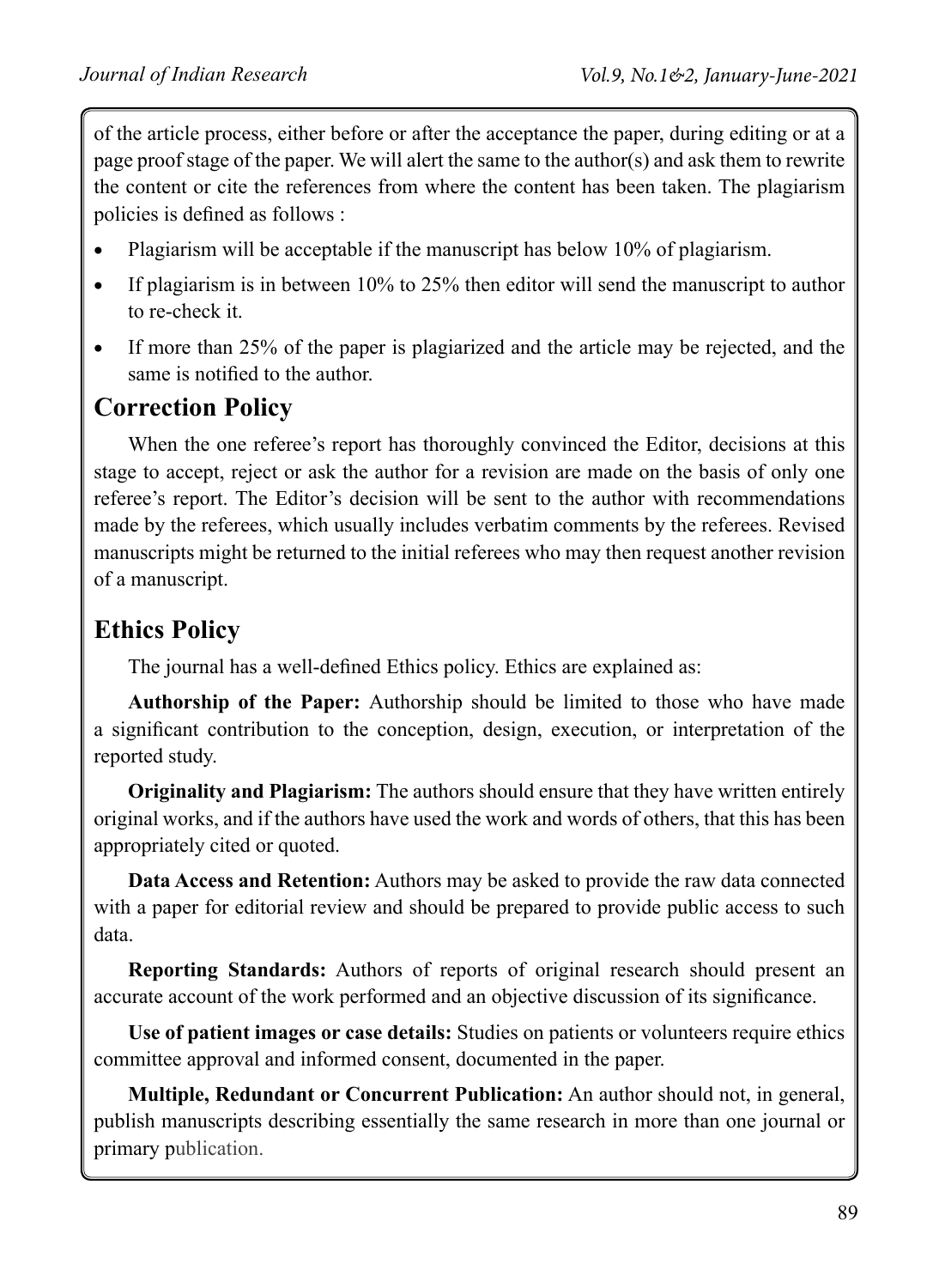of the article process, either before or after the acceptance the paper, during editing or at a page proof stage of the paper. We will alert the same to the author(s) and ask them to rewrite the content or cite the references from where the content has been taken. The plagiarism policies is defined as follows :

- Plagiarism will be acceptable if the manuscript has below 10% of plagiarism.
- If plagiarism is in between 10% to 25% then editor will send the manuscript to author to re-check it.
- If more than 25% of the paper is plagiarized and the article may be rejected, and the same is notified to the author.

## Correction Policy

When the one referee's report has thoroughly convinced the Editor, decisions at this stage to accept, reject or ask the author for a revision are made on the basis of only one referee's report. The Editor's decision will be sent to the author with recommendations made by the referees, which usually includes verbatim comments by the referees. Revised manuscripts might be returned to the initial referees who may then request another revision of a manuscript.

## Ethics Policy

The journal has a well-defined Ethics policy. Ethics are explained as:

**Authorship of the Paper:** Authorship should be limited to those who have made a significant contribution to the conception, design, execution, or interpretation of the reported study.

**Originality and Plagiarism:** The authors should ensure that they have written entirely original works, and if the authors have used the work and words of others, that this has been appropriately cited or quoted.

**Data Access and Retention:** Authors may be asked to provide the raw data connected with a paper for editorial review and should be prepared to provide public access to such data.

**Reporting Standards:** Authors of reports of original research should present an accurate account of the work performed and an objective discussion of its significance.

**Use of patient images or case details:** Studies on patients or volunteers require ethics committee approval and informed consent, documented in the paper.

**Multiple, Redundant or Concurrent Publication:** An author should not, in general, publish manuscripts describing essentially the same research in more than one journal or primary publication.